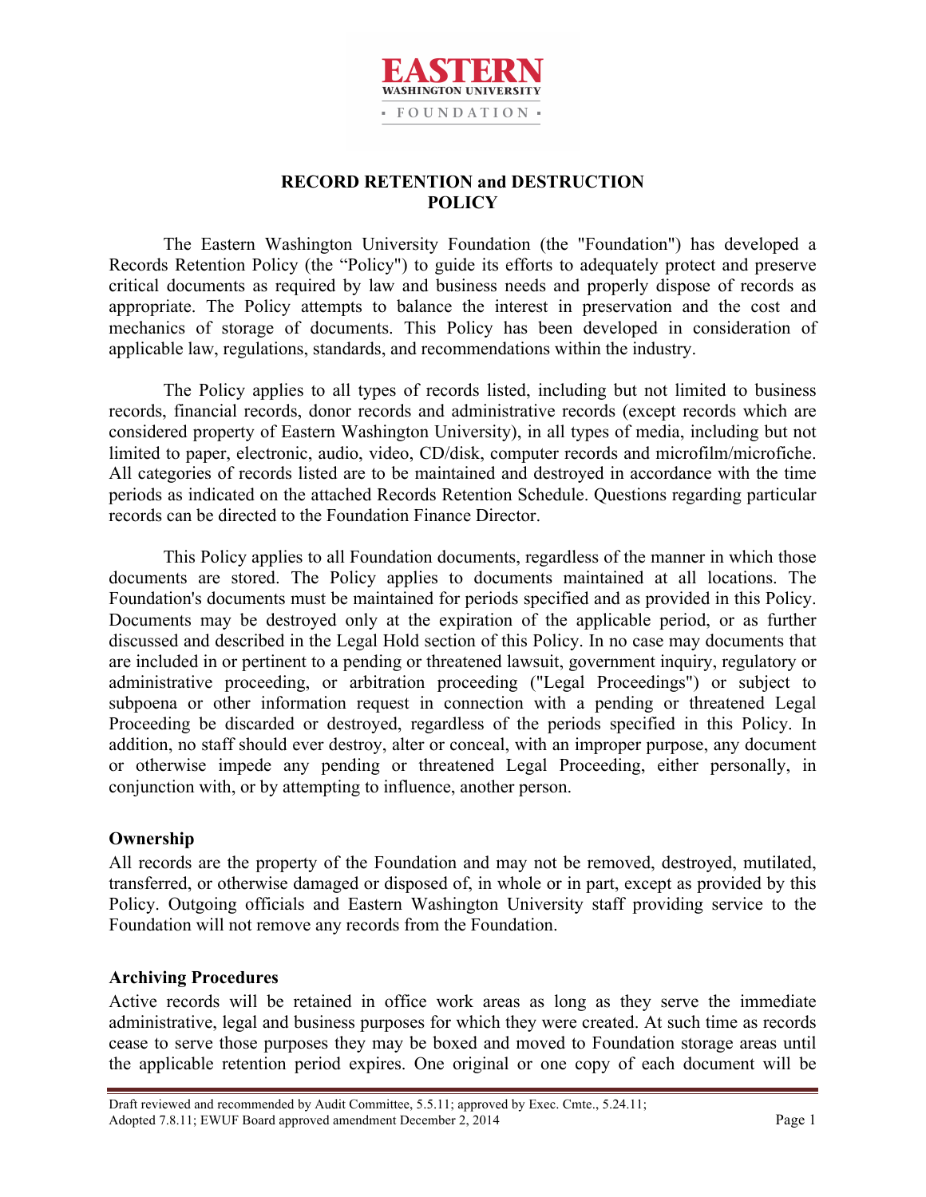**EASTERN**
**WASHINGTON UNIVERSITY**
**FOUNDATION**

# RECORD RETENTION and DESTRUCTION POLICY

The Eastern Washington University Foundation (the "Foundation") has developed a Records Retention Policy (the "Policy") to guide its efforts to adequately protect and preserve critical documents as required by law and business needs and properly dispose of records as appropriate. The Policy attempts to balance the interest in preservation and the cost and mechanics of storage of documents. This Policy has been developed in consideration of applicable law, regulations, standards, and recommendations within the industry.

The Policy applies to all types of records listed, including but not limited to business records, financial records, donor records and administrative records (except records which are considered property of Eastern Washington University), in all types of media, including but not limited to paper, electronic, audio, video, CD/disk, computer records and microfilm/microfiche. All categories of records listed are to be maintained and destroyed in accordance with the time periods as indicated on the attached Records Retention Schedule. Questions regarding particular records can be directed to the Foundation Finance Director.

This Policy applies to all Foundation documents, regardless of the manner in which those documents are stored. The Policy applies to documents maintained at all locations. The Foundation's documents must be maintained for periods specified and as provided in this Policy. Documents may be destroyed only at the expiration of the applicable period, or as further discussed and described in the Legal Hold section of this Policy. In no case may documents that are included in or pertinent to a pending or threatened lawsuit, government inquiry, regulatory or administrative proceeding, or arbitration proceeding ("Legal Proceedings") or subject to subpoena or other information request in connection with a pending or threatened Legal Proceeding be discarded or destroyed, regardless of the periods specified in this Policy. In addition, no staff should ever destroy, alter or conceal, with an improper purpose, any document or otherwise impede any pending or threatened Legal Proceeding, either personally, in conjunction with, or by attempting to influence, another person.

## Ownership

All records are the property of the Foundation and may not be removed, destroyed, mutilated, transferred, or otherwise damaged or disposed of, in whole or in part, except as provided by this Policy. Outgoing officials and Eastern Washington University staff providing service to the Foundation will not remove any records from the Foundation.

## Archiving Procedures

Active records will be retained in office work areas as long as they serve the immediate administrative, legal and business purposes for which they were created. At such time as records cease to serve those purposes they may be boxed and moved to Foundation storage areas until the applicable retention period expires. One original or one copy of each document will be

Draft reviewed and recommended by Audit Committee, 5.5.11; approved by Exec. Cmte., 5.24.11; Adopted 7.8.11; EWUF Board approved amendment December 2, 2014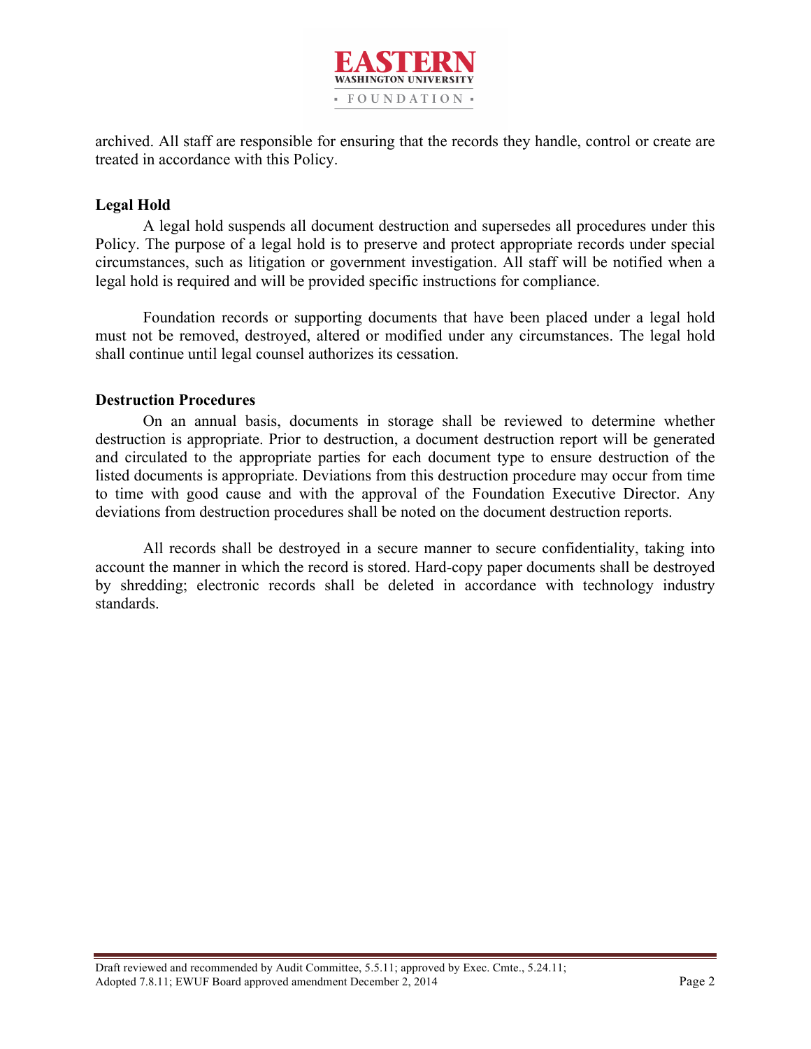archived. All staff are responsible for ensuring that the records they handle, control or create are treated in accordance with this Policy.

**Legal Hold**

A legal hold suspends all document destruction and supersedes all procedures under this Policy. The purpose of a legal hold is to preserve and protect appropriate records under special circumstances, such as litigation or government investigation. All staff will be notified when a legal hold is required and will be provided specific instructions for compliance.

Foundation records or supporting documents that have been placed under a legal hold must not be removed, destroyed, altered or modified under any circumstances. The legal hold shall continue until legal counsel authorizes its cessation.

**Destruction Procedures**

On an annual basis, documents in storage shall be reviewed to determine whether destruction is appropriate. Prior to destruction, a document destruction report will be generated and circulated to the appropriate parties for each document type to ensure destruction of the listed documents is appropriate. Deviations from this destruction procedure may occur from time to time with good cause and with the approval of the Foundation Executive Director. Any deviations from destruction procedures shall be noted on the document destruction reports.

All records shall be destroyed in a secure manner to secure confidentiality, taking into account the manner in which the record is stored. Hard-copy paper documents shall be destroyed by shredding; electronic records shall be deleted in accordance with technology industry standards.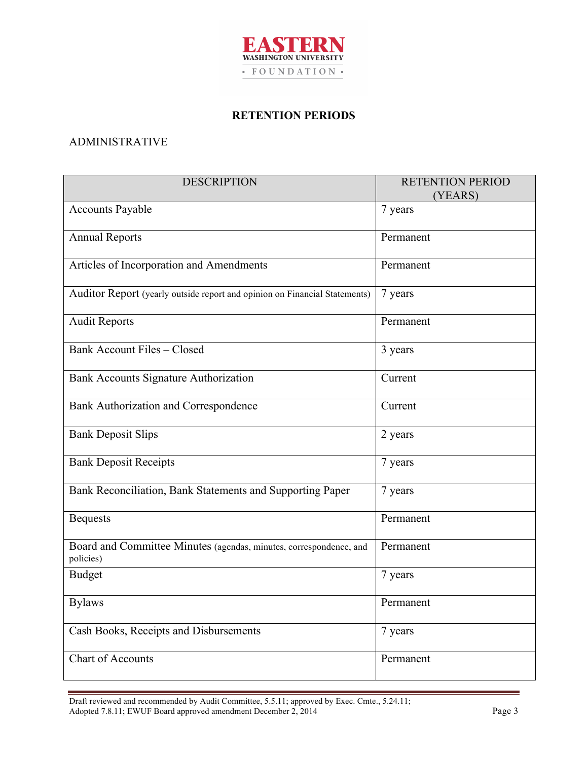## RETENTION PERIODS

ADMINISTRATIVE

| DESCRIPTION | RETENTION PERIOD (YEARS) |
|---|---|
| Accounts Payable | 7 years |
| Annual Reports | Permanent |
| Articles of Incorporation and Amendments | Permanent |
| Auditor Report (yearly outside report and opinion on Financial Statements) | 7 years |
| Audit Reports | Permanent |
| Bank Account Files – Closed | 3 years |
| Bank Accounts Signature Authorization | Current |
| Bank Authorization and Correspondence | Current |
| Bank Deposit Slips | 2 years |
| Bank Deposit Receipts | 7 years |
| Bank Reconciliation, Bank Statements and Supporting Paper | 7 years |
| Bequests | Permanent |
| Board and Committee Minutes (agendas, minutes, correspondence, and policies) | Permanent |
| Budget | 7 years |
| Bylaws | Permanent |
| Cash Books, Receipts and Disbursements | 7 years |
| Chart of Accounts | Permanent |

Draft reviewed and recommended by Audit Committee, 5.5.11; approved by Exec. Cmte., 5.24.11; Adopted 7.8.11; EWUF Board approved amendment December 2, 2014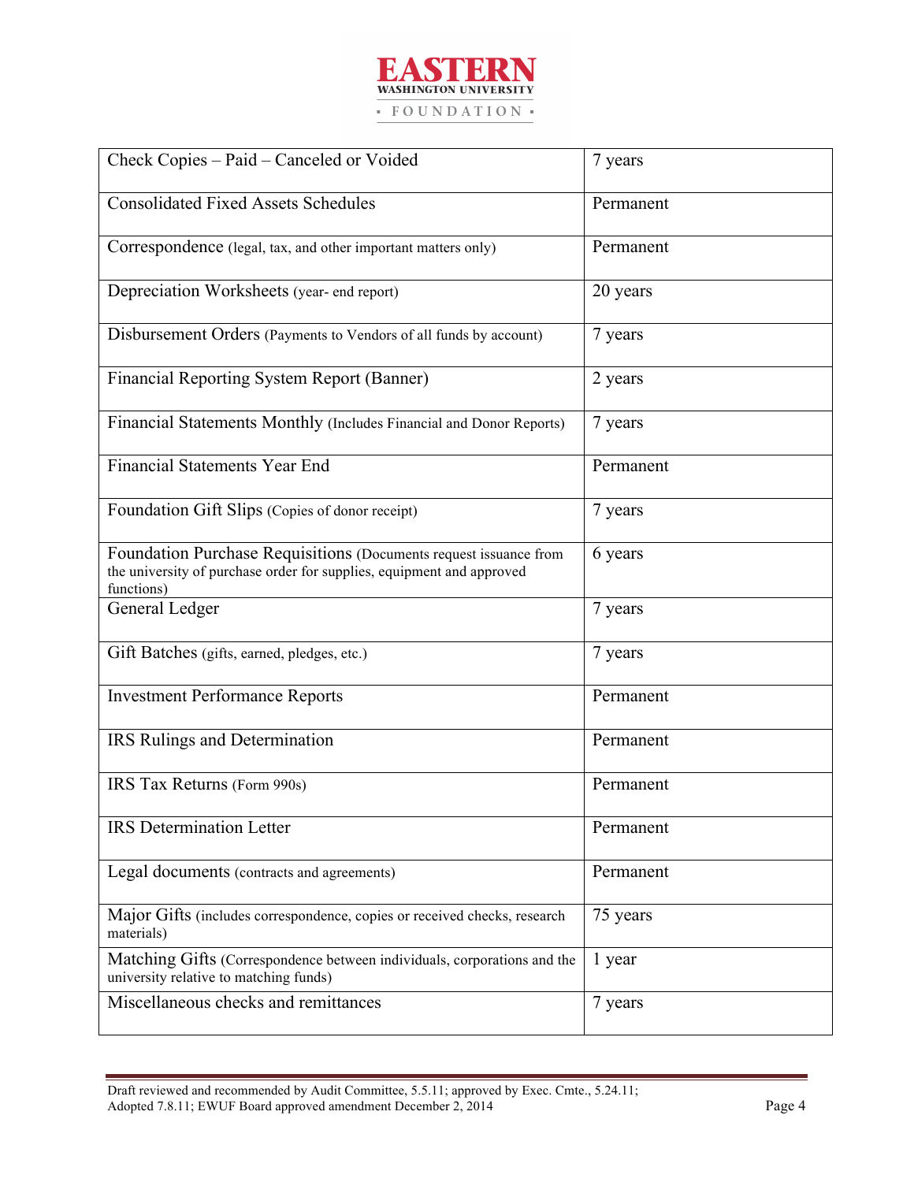| | |
|---|---|
| Check Copies – Paid – Canceled or Voided | 7 years |
| Consolidated Fixed Assets Schedules | Permanent |
| Correspondence (legal, tax, and other important matters only) | Permanent |
| Depreciation Worksheets (year- end report) | 20 years |
| Disbursement Orders (Payments to Vendors of all funds by account) | 7 years |
| Financial Reporting System Report (Banner) | 2 years |
| Financial Statements Monthly (Includes Financial and Donor Reports) | 7 years |
| Financial Statements Year End | Permanent |
| Foundation Gift Slips (Copies of donor receipt) | 7 years |
| Foundation Purchase Requisitions (Documents request issuance from the university of purchase order for supplies, equipment and approved functions) | 6 years |
| General Ledger | 7 years |
| Gift Batches (gifts, earned, pledges, etc.) | 7 years |
| Investment Performance Reports | Permanent |
| IRS Rulings and Determination | Permanent |
| IRS Tax Returns (Form 990s) | Permanent |
| IRS Determination Letter | Permanent |
| Legal documents (contracts and agreements) | Permanent |
| Major Gifts (includes correspondence, copies or received checks, research materials) | 75 years |
| Matching Gifts (Correspondence between individuals, corporations and the university relative to matching funds) | 1 year |
| Miscellaneous checks and remittances | 7 years |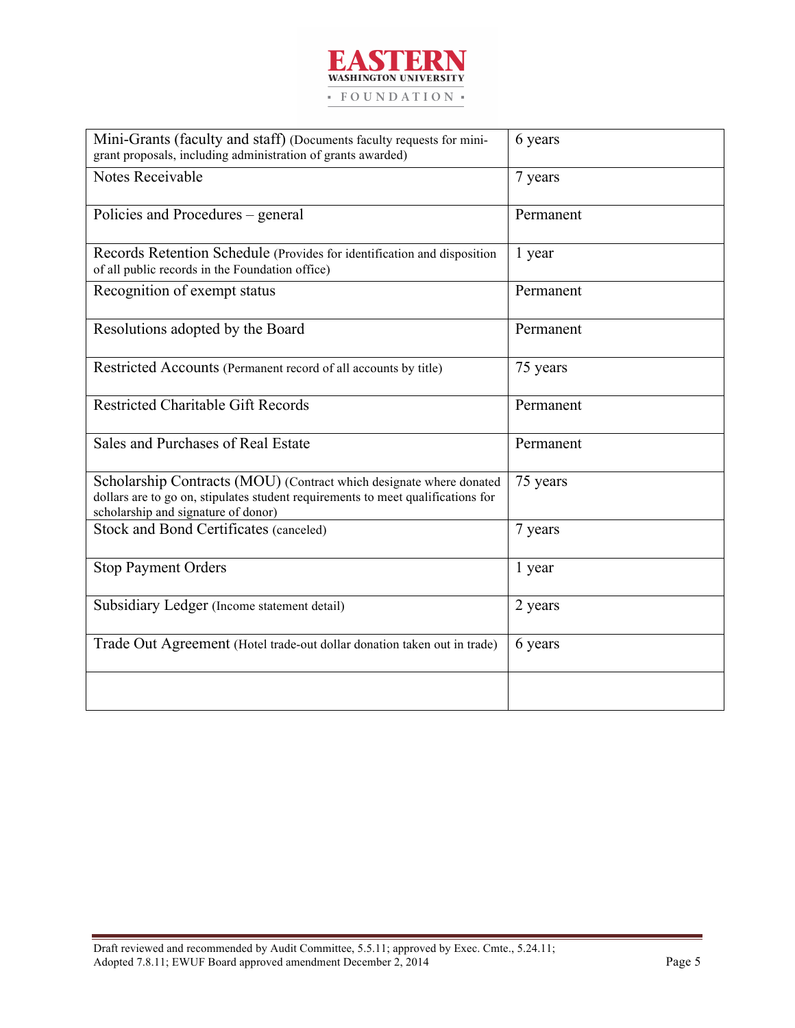| | |
|---|---|
| Mini-Grants (faculty and staff) (Documents faculty requests for mini-grant proposals, including administration of grants awarded) | 6 years |
| Notes Receivable | 7 years |
| Policies and Procedures – general | Permanent |
| Records Retention Schedule (Provides for identification and disposition of all public records in the Foundation office) | 1 year |
| Recognition of exempt status | Permanent |
| Resolutions adopted by the Board | Permanent |
| Restricted Accounts (Permanent record of all accounts by title) | 75 years |
| Restricted Charitable Gift Records | Permanent |
| Sales and Purchases of Real Estate | Permanent |
| Scholarship Contracts (MOU) (Contract which designate where donated dollars are to go on, stipulates student requirements to meet qualifications for scholarship and signature of donor) | 75 years |
| Stock and Bond Certificates (canceled) | 7 years |
| Stop Payment Orders | 1 year |
| Subsidiary Ledger (Income statement detail) | 2 years |
| Trade Out Agreement (Hotel trade-out dollar donation taken out in trade) | 6 years |
| | |

Draft reviewed and recommended by Audit Committee, 5.5.11; approved by Exec. Cmte., 5.24.11; Adopted 7.8.11; EWUF Board approved amendment December 2, 2014